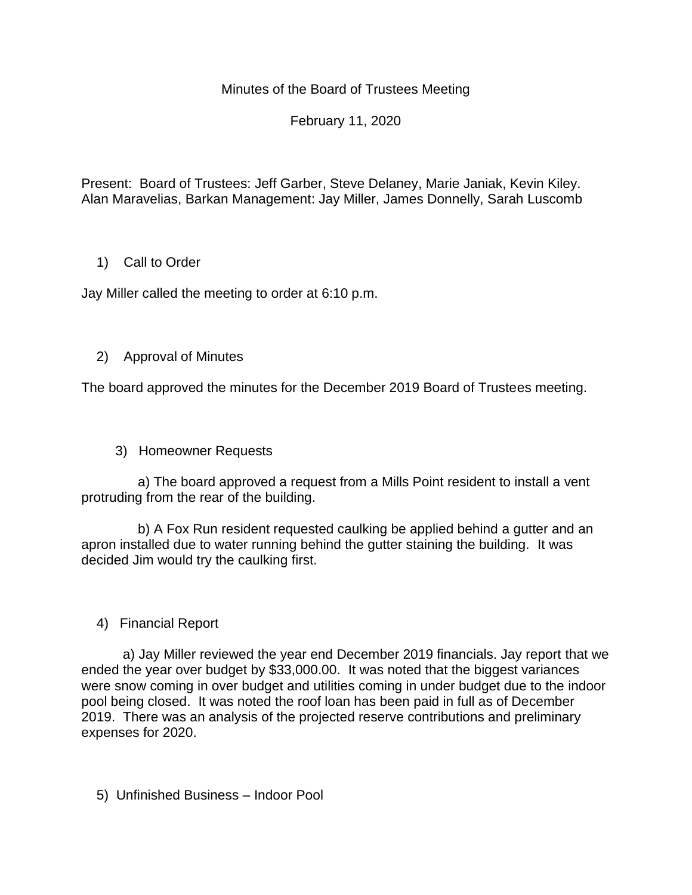# Minutes of the Board of Trustees Meeting

February 11, 2020

Present: Board of Trustees: Jeff Garber, Steve Delaney, Marie Janiak, Kevin Kiley. Alan Maravelias, Barkan Management: Jay Miller, James Donnelly, Sarah Luscomb

1) Call to Order

Jay Miller called the meeting to order at 6:10 p.m.

2) Approval of Minutes

The board approved the minutes for the December 2019 Board of Trustees meeting.

3) Homeowner Requests

a) The board approved a request from a Mills Point resident to install a vent protruding from the rear of the building.

b) A Fox Run resident requested caulking be applied behind a gutter and an apron installed due to water running behind the gutter staining the building. It was decided Jim would try the caulking first.

4) Financial Report

a) Jay Miller reviewed the year end December 2019 financials. Jay report that we ended the year over budget by $33,000.00. It was noted that the biggest variances were snow coming in over budget and utilities coming in under budget due to the indoor pool being closed. It was noted the roof loan has been paid in full as of December 2019. There was an analysis of the projected reserve contributions and preliminary expenses for 2020.

5) Unfinished Business – Indoor Pool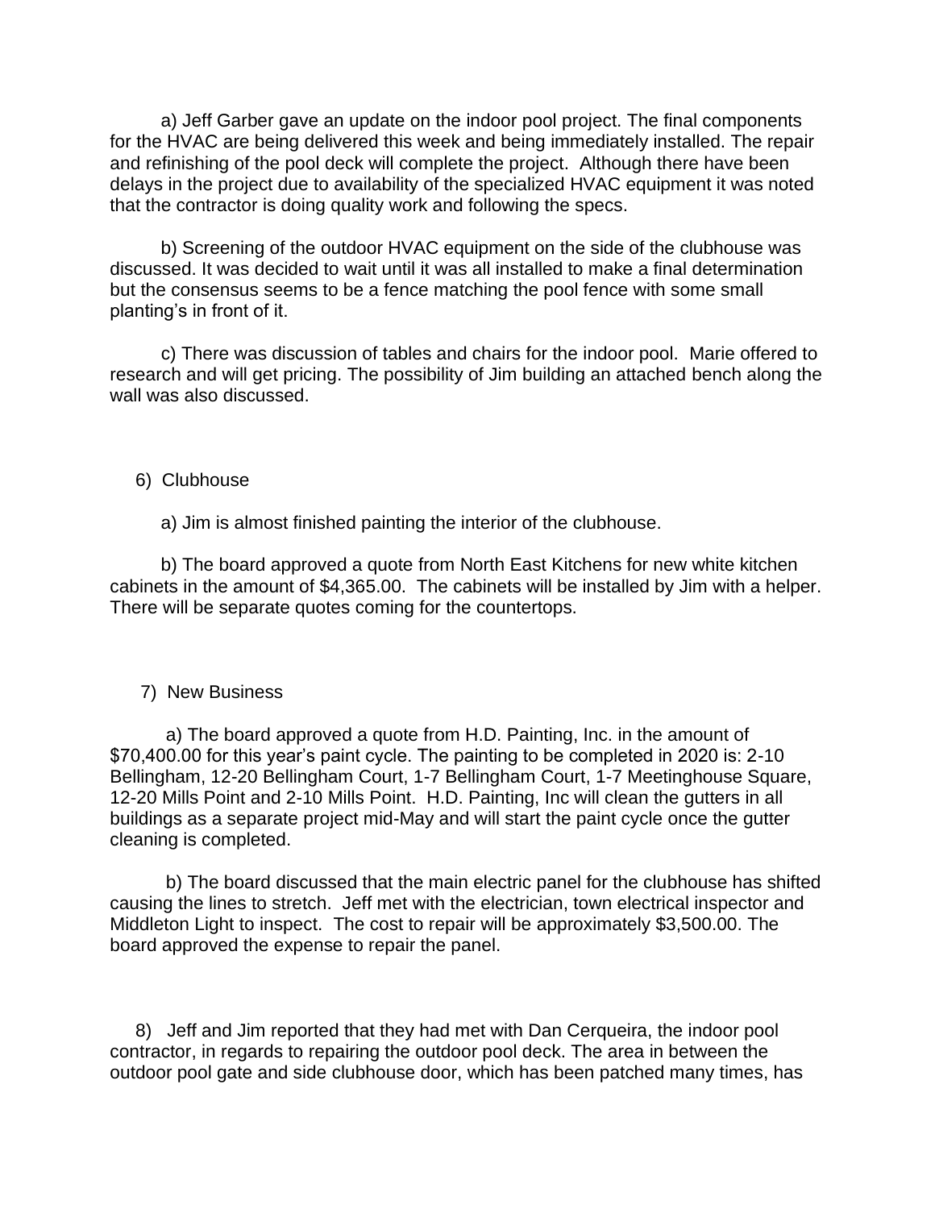a) Jeff Garber gave an update on the indoor pool project. The final components for the HVAC are being delivered this week and being immediately installed. The repair and refinishing of the pool deck will complete the project. Although there have been delays in the project due to availability of the specialized HVAC equipment it was noted that the contractor is doing quality work and following the specs.

b) Screening of the outdoor HVAC equipment on the side of the clubhouse was discussed. It was decided to wait until it was all installed to make a final determination but the consensus seems to be a fence matching the pool fence with some small planting's in front of it.

c) There was discussion of tables and chairs for the indoor pool. Marie offered to research and will get pricing. The possibility of Jim building an attached bench along the wall was also discussed.

6) Clubhouse

a) Jim is almost finished painting the interior of the clubhouse.

b) The board approved a quote from North East Kitchens for new white kitchen cabinets in the amount of $4,365.00. The cabinets will be installed by Jim with a helper. There will be separate quotes coming for the countertops.

7) New Business

a) The board approved a quote from H.D. Painting, Inc. in the amount of $70,400.00 for this year's paint cycle. The painting to be completed in 2020 is: 2-10 Bellingham, 12-20 Bellingham Court, 1-7 Bellingham Court, 1-7 Meetinghouse Square, 12-20 Mills Point and 2-10 Mills Point. H.D. Painting, Inc will clean the gutters in all buildings as a separate project mid-May and will start the paint cycle once the gutter cleaning is completed.

b) The board discussed that the main electric panel for the clubhouse has shifted causing the lines to stretch. Jeff met with the electrician, town electrical inspector and Middleton Light to inspect. The cost to repair will be approximately $3,500.00. The board approved the expense to repair the panel.

8) Jeff and Jim reported that they had met with Dan Cerqueira, the indoor pool contractor, in regards to repairing the outdoor pool deck. The area in between the outdoor pool gate and side clubhouse door, which has been patched many times, has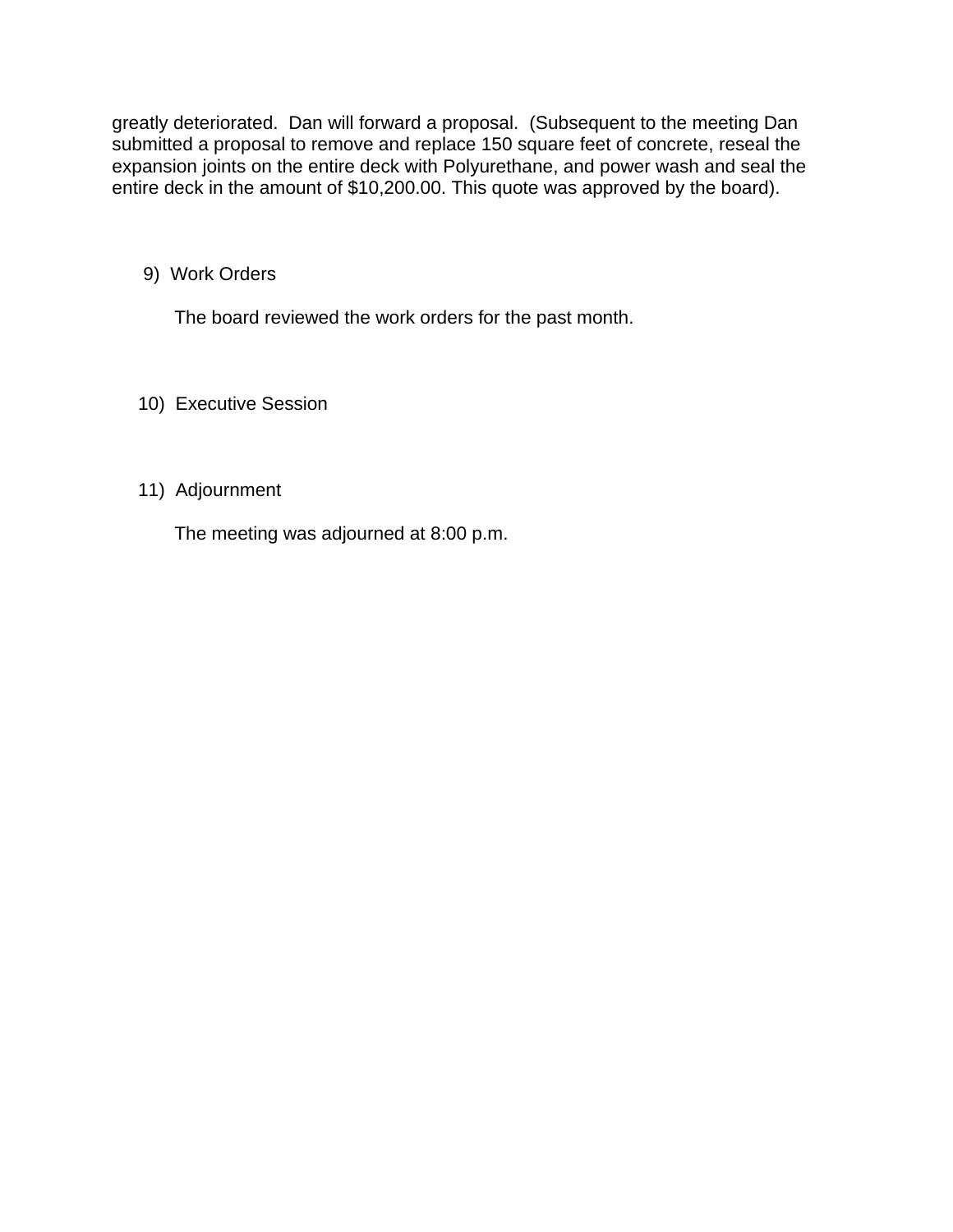greatly deteriorated.  Dan will forward a proposal.  (Subsequent to the meeting Dan submitted a proposal to remove and replace 150 square feet of concrete, reseal the expansion joints on the entire deck with Polyurethane, and power wash and seal the entire deck in the amount of $10,200.00. This quote was approved by the board).

9) Work Orders

The board reviewed the work orders for the past month.

10) Executive Session

11) Adjournment

The meeting was adjourned at 8:00 p.m.